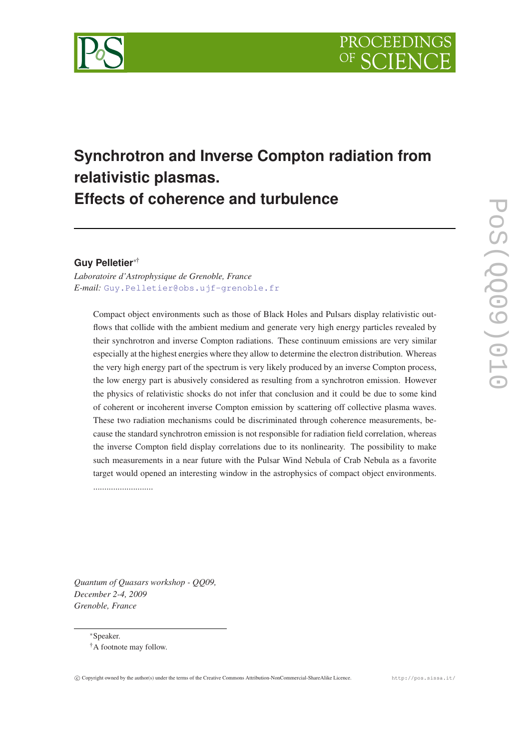# Synchrotron and Inverse Compton radiation from relativistic plasmas. Effects of coherence and turbulence

**Guy Pelletier**[*][†]

*Laboratoire d'Astrophysique de Grenoble, France*
*E-mail:* Guy.Pelletier@obs.ujf-grenoble.fr

Compact object environments such as those of Black Holes and Pulsars display relativistic outflows that collide with the ambient medium and generate very high energy particles revealed by their synchrotron and inverse Compton radiations. These continuum emissions are very similar especially at the highest energies where they allow to determine the electron distribution. Whereas the very high energy part of the spectrum is very likely produced by an inverse Compton process, the low energy part is abusively considered as resulting from a synchrotron emission. However the physics of relativistic shocks do not infer that conclusion and it could be due to some kind of coherent or incoherent inverse Compton emission by scattering off collective plasma waves. These two radiation mechanisms could be discriminated through coherence measurements, because the standard synchrotron emission is not responsible for radiation field correlation, whereas the inverse Compton field display correlations due to its nonlinearity. The possibility to make such measurements in a near future with the Pulsar Wind Nebula of Crab Nebula as a favorite target would opened an interesting window in the astrophysics of compact object environments.
...........................

*Quantum of Quasars workshop - QQ09,*
*December 2-4, 2009*
*Grenoble, France*

[*]Speaker.
[†]A footnote may follow.

© Copyright owned by the author(s) under the terms of the Creative Commons Attribution-NonCommercial-ShareAlike Licence. http://pos.sissa.it/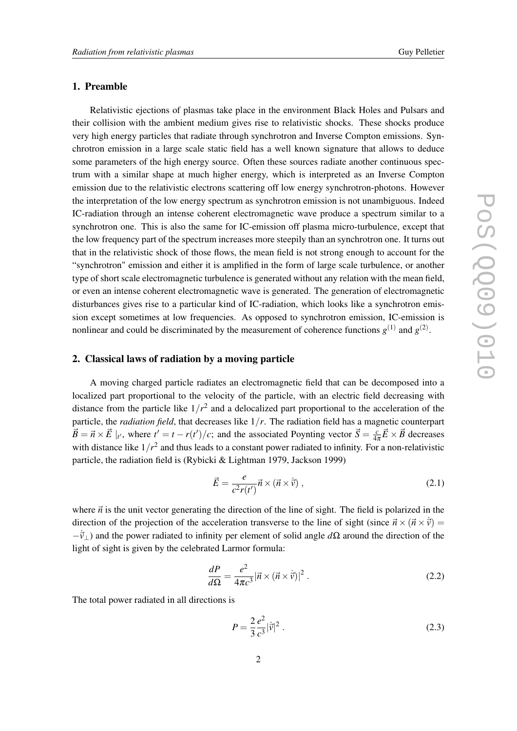## 1. Preamble

Relativistic ejections of plasmas take place in the environment Black Holes and Pulsars and their collision with the ambient medium gives rise to relativistic shocks. These shocks produce very high energy particles that radiate through synchrotron and Inverse Compton emissions. Synchrotron emission in a large scale static field has a well known signature that allows to deduce some parameters of the high energy source. Often these sources radiate another continuous spectrum with a similar shape at much higher energy, which is interpreted as an Inverse Compton emission due to the relativistic electrons scattering off low energy synchrotron-photons. However the interpretation of the low energy spectrum as synchrotron emission is not unambiguous. Indeed IC-radiation through an intense coherent electromagnetic wave produce a spectrum similar to a synchrotron one. This is also the same for IC-emission off plasma micro-turbulence, except that the low frequency part of the spectrum increases more steepily than an synchrotron one. It turns out that in the relativistic shock of those flows, the mean field is not strong enough to account for the "synchrotron" emission and either it is amplified in the form of large scale turbulence, or another type of short scale electromagnetic turbulence is generated without any relation with the mean field, or even an intense coherent electromagnetic wave is generated. The generation of electromagnetic disturbances gives rise to a particular kind of IC-radiation, which looks like a synchrotron emission except sometimes at low frequencies. As opposed to synchrotron emission, IC-emission is nonlinear and could be discriminated by the measurement of coherence functions $g^{(1)}$ and $g^{(2)}$.

## 2. Classical laws of radiation by a moving particle

A moving charged particle radiates an electromagnetic field that can be decomposed into a localized part proportional to the velocity of the particle, with an electric field decreasing with distance from the particle like $1/r^2$ and a delocalized part proportional to the acceleration of the particle, the *radiation field*, that decreases like $1/r$. The radiation field has a magnetic counterpart $\vec{B} = \vec{n} \times \vec{E} \mid_{t'}$, where $t' = t - r(t')/c$; and the associated Poynting vector $\vec{S} = \frac{c}{4\pi}\vec{E} \times \vec{B}$ decreases with distance like $1/r^2$ and thus leads to a constant power radiated to infinity. For a non-relativistic particle, the radiation field is (Rybicki & Lightman 1979, Jackson 1999)

$$\vec{E} = \frac{e}{c^2 r(t')} \vec{n} \times (\vec{n} \times \dot{\vec{v}}) \,, \tag{2.1}$$

where $\vec{n}$ is the unit vector generating the direction of the line of sight. The field is polarized in the direction of the projection of the acceleration transverse to the line of sight (since $\vec{n} \times (\vec{n} \times \dot{\vec{v}}) = -\dot{\vec{v}}_\perp$) and the power radiated to infinity per element of solid angle $d\Omega$ around the direction of the light of sight is given by the celebrated Larmor formula:

$$\frac{dP}{d\Omega} = \frac{e^2}{4\pi c^3} |\vec{n} \times (\vec{n} \times \dot{\vec{v}})|^2 \,. \tag{2.2}$$

The total power radiated in all directions is

$$P = \frac{2}{3}\frac{e^2}{c^3}|\dot{\vec{v}}|^2 \,. \tag{2.3}$$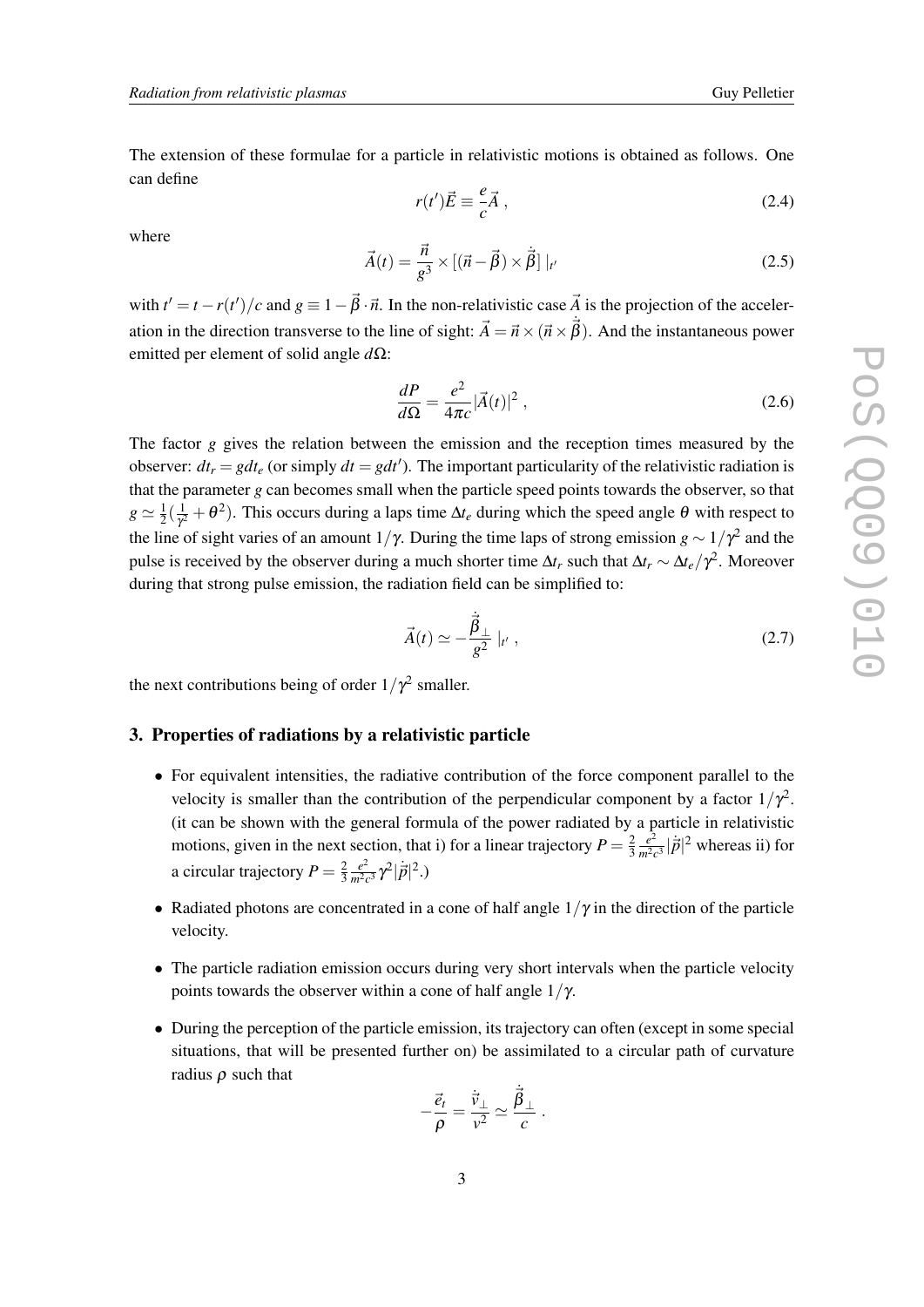The extension of these formulae for a particle in relativistic motions is obtained as follows. One can define

$$r(t')\vec{E} \equiv \frac{e}{c}\vec{A} \, , \tag{2.4}$$

where

$$\vec{A}(t) = \frac{\vec{n}}{g^3} \times [(\vec{n} - \vec{\beta}) \times \dot{\vec{\beta}}] \mid_{t'} \tag{2.5}$$

with $t' = t - r(t')/c$ and $g \equiv 1 - \vec{\beta} \cdot \vec{n}$. In the non-relativistic case $\vec{A}$ is the projection of the acceleration in the direction transverse to the line of sight: $\vec{A} = \vec{n} \times (\vec{n} \times \dot{\vec{\beta}})$. And the instantaneous power emitted per element of solid angle $d\Omega$:

$$\frac{dP}{d\Omega} = \frac{e^2}{4\pi c} |\vec{A}(t)|^2 \, , \tag{2.6}$$

The factor $g$ gives the relation between the emission and the reception times measured by the observer: $dt_r = g dt_e$ (or simply $dt = g dt'$). The important particularity of the relativistic radiation is that the parameter $g$ can becomes small when the particle speed points towards the observer, so that $g \simeq \frac{1}{2}(\frac{1}{\gamma^2} + \theta^2)$. This occurs during a laps time $\Delta t_e$ during which the speed angle $\theta$ with respect to the line of sight varies of an amount $1/\gamma$. During the time laps of strong emission $g \sim 1/\gamma^2$ and the pulse is received by the observer during a much shorter time $\Delta t_r$ such that $\Delta t_r \sim \Delta t_e/\gamma^2$. Moreover during that strong pulse emission, the radiation field can be simplified to:

$$\vec{A}(t) \simeq -\frac{\dot{\vec{\beta}}_\perp}{g^2} \mid_{t'} \, , \tag{2.7}$$

the next contributions being of order $1/\gamma^2$ smaller.

## 3. Properties of radiations by a relativistic particle

- For equivalent intensities, the radiative contribution of the force component parallel to the velocity is smaller than the contribution of the perpendicular component by a factor $1/\gamma^2$. (it can be shown with the general formula of the power radiated by a particle in relativistic motions, given in the next section, that i) for a linear trajectory $P = \frac{2}{3}\frac{e^2}{m^2c^3}|\dot{\vec{p}}|^2$ whereas ii) for a circular trajectory $P = \frac{2}{3}\frac{e^2}{m^2c^3}\gamma^2|\dot{\vec{p}}|^2$.)
- Radiated photons are concentrated in a cone of half angle $1/\gamma$ in the direction of the particle velocity.
- The particle radiation emission occurs during very short intervals when the particle velocity points towards the observer within a cone of half angle $1/\gamma$.
- During the perception of the particle emission, its trajectory can often (except in some special situations, that will be presented further on) be assimilated to a circular path of curvature radius $\rho$ such that

$$-\frac{\vec{e}_t}{\rho} = \frac{\dot{\vec{v}}_\perp}{v^2} \simeq \frac{\dot{\vec{\beta}}_\perp}{c} \, .$$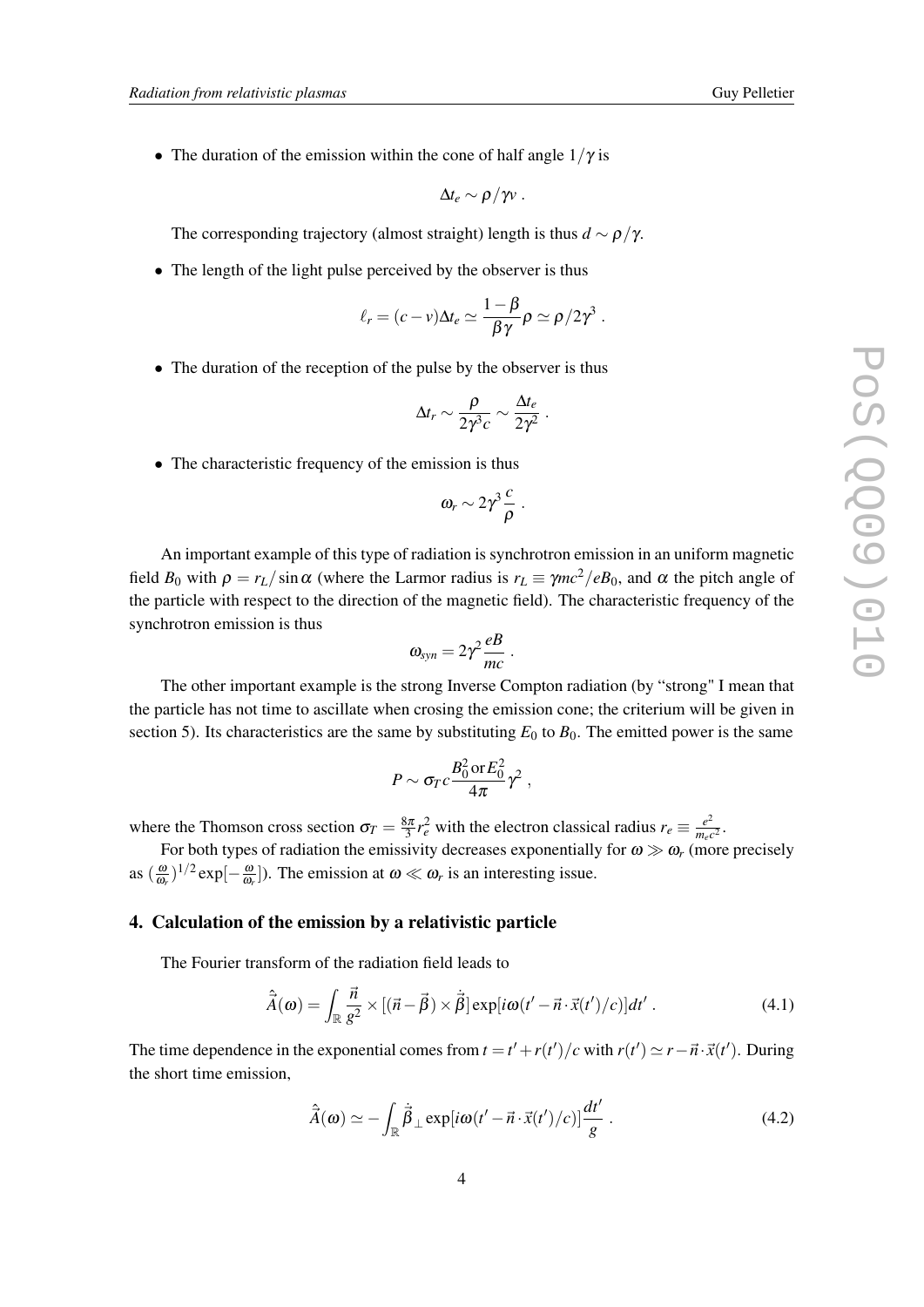- The duration of the emission within the cone of half angle $1/\gamma$ is

$$\Delta t_e \sim \rho/\gamma v \ .$$

The corresponding trajectory (almost straight) length is thus $d \sim \rho/\gamma$.

- The length of the light pulse perceived by the observer is thus

$$\ell_r = (c-v)\Delta t_e \simeq \frac{1-\beta}{\beta\gamma}\rho \simeq \rho/2\gamma^3 \ .$$

- The duration of the reception of the pulse by the observer is thus

$$\Delta t_r \sim \frac{\rho}{2\gamma^3 c} \sim \frac{\Delta t_e}{2\gamma^2} \ .$$

- The characteristic frequency of the emission is thus

$$\omega_r \sim 2\gamma^3 \frac{c}{\rho} \ .$$

An important example of this type of radiation is synchrotron emission in an uniform magnetic field $B_0$ with $\rho = r_L/\sin\alpha$ (where the Larmor radius is $r_L \equiv \gamma mc^2/eB_0$, and $\alpha$ the pitch angle of the particle with respect to the direction of the magnetic field). The characteristic frequency of the synchrotron emission is thus

$$\omega_{syn} = 2\gamma^2 \frac{eB}{mc} \ .$$

The other important example is the strong Inverse Compton radiation (by "strong" I mean that the particle has not time to ascillate when crosing the emission cone; the criterium will be given in section 5). Its characteristics are the same by substituting $E_0$ to $B_0$. The emitted power is the same

$$P \sim \sigma_T c \frac{B_0^2 \,\mathrm{or}\, E_0^2}{4\pi}\gamma^2 \ ,$$

where the Thomson cross section $\sigma_T = \frac{8\pi}{3}r_e^2$ with the electron classical radius $r_e \equiv \frac{e^2}{m_e c^2}$.

For both types of radiation the emissivity decreases exponentially for $\omega \gg \omega_r$ (more precisely as $(\frac{\omega}{\omega_r})^{1/2}\exp[-\frac{\omega}{\omega_r}]$). The emission at $\omega \ll \omega_r$ is an interesting issue.

## 4. Calculation of the emission by a relativistic particle

The Fourier transform of the radiation field leads to

$$\hat{\vec{A}}(\omega) = \int_{\mathbb{R}} \frac{\vec{n}}{g^2} \times [(\vec{n}-\vec{\beta}) \times \dot{\vec{\beta}}] \exp[i\omega(t' - \vec{n}\cdot\vec{x}(t')/c)]dt' \ . \tag{4.1}$$

The time dependence in the exponential comes from $t = t' + r(t')/c$ with $r(t') \simeq r - \vec{n}\cdot\vec{x}(t')$. During the short time emission,

$$\hat{\vec{A}}(\omega) \simeq -\int_{\mathbb{R}} \dot{\vec{\beta}}_{\perp} \exp[i\omega(t' - \vec{n}\cdot\vec{x}(t')/c)]\frac{dt'}{g} \ . \tag{4.2}$$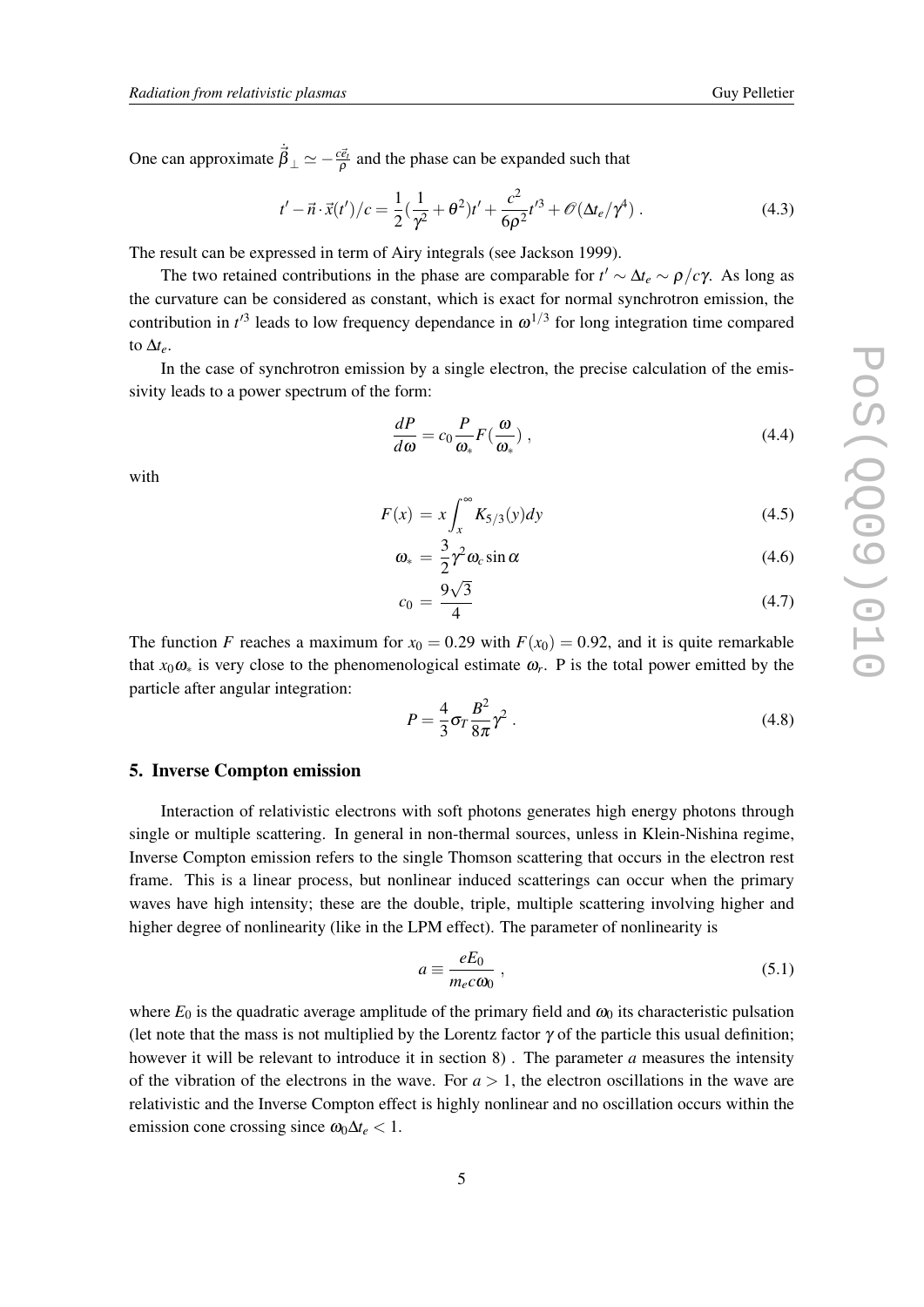One can approximate $\dot{\vec{\beta}}_\perp \simeq -\frac{c\vec{e}_t}{\rho}$ and the phase can be expanded such that

$$t' - \vec{n}\cdot\vec{x}(t')/c = \frac{1}{2}(\frac{1}{\gamma^2}+\theta^2)t' + \frac{c^2}{6\rho^2}t'^3 + \mathscr{O}(\Delta t_e/\gamma^4)\ . \tag{4.3}$$

The result can be expressed in term of Airy integrals (see Jackson 1999).

The two retained contributions in the phase are comparable for $t' \sim \Delta t_e \sim \rho/c\gamma$. As long as the curvature can be considered as constant, which is exact for normal synchrotron emission, the contribution in $t'^3$ leads to low frequency dependance in $\omega^{1/3}$ for long integration time compared to $\Delta t_e$.

In the case of synchrotron emission by a single electron, the precise calculation of the emissivity leads to a power spectrum of the form:

$$\frac{dP}{d\omega} = c_0 \frac{P}{\omega_*} F(\frac{\omega}{\omega_*})\ , \tag{4.4}$$

with

$$F(x) = x\int_x^\infty K_{5/3}(y)dy \tag{4.5}$$

$$\omega_* = \frac{3}{2}\gamma^2\omega_c \sin\alpha \tag{4.6}$$

$$c_0 = \frac{9\sqrt{3}}{4} \tag{4.7}$$

The function $F$ reaches a maximum for $x_0 = 0.29$ with $F(x_0) = 0.92$, and it is quite remarkable that $x_0\omega_*$ is very close to the phenomenological estimate $\omega_r$. P is the total power emitted by the particle after angular integration:

$$P = \frac{4}{3}\sigma_T \frac{B^2}{8\pi}\gamma^2\ . \tag{4.8}$$

## 5. Inverse Compton emission

Interaction of relativistic electrons with soft photons generates high energy photons through single or multiple scattering. In general in non-thermal sources, unless in Klein-Nishina regime, Inverse Compton emission refers to the single Thomson scattering that occurs in the electron rest frame. This is a linear process, but nonlinear induced scatterings can occur when the primary waves have high intensity; these are the double, triple, multiple scattering involving higher and higher degree of nonlinearity (like in the LPM effect). The parameter of nonlinearity is

$$a \equiv \frac{eE_0}{m_e c\omega_0}\ , \tag{5.1}$$

where $E_0$ is the quadratic average amplitude of the primary field and $\omega_0$ its characteristic pulsation (let note that the mass is not multiplied by the Lorentz factor $\gamma$ of the particle this usual definition; however it will be relevant to introduce it in section 8) . The parameter $a$ measures the intensity of the vibration of the electrons in the wave. For $a > 1$, the electron oscillations in the wave are relativistic and the Inverse Compton effect is highly nonlinear and no oscillation occurs within the emission cone crossing since $\omega_0\Delta t_e < 1$.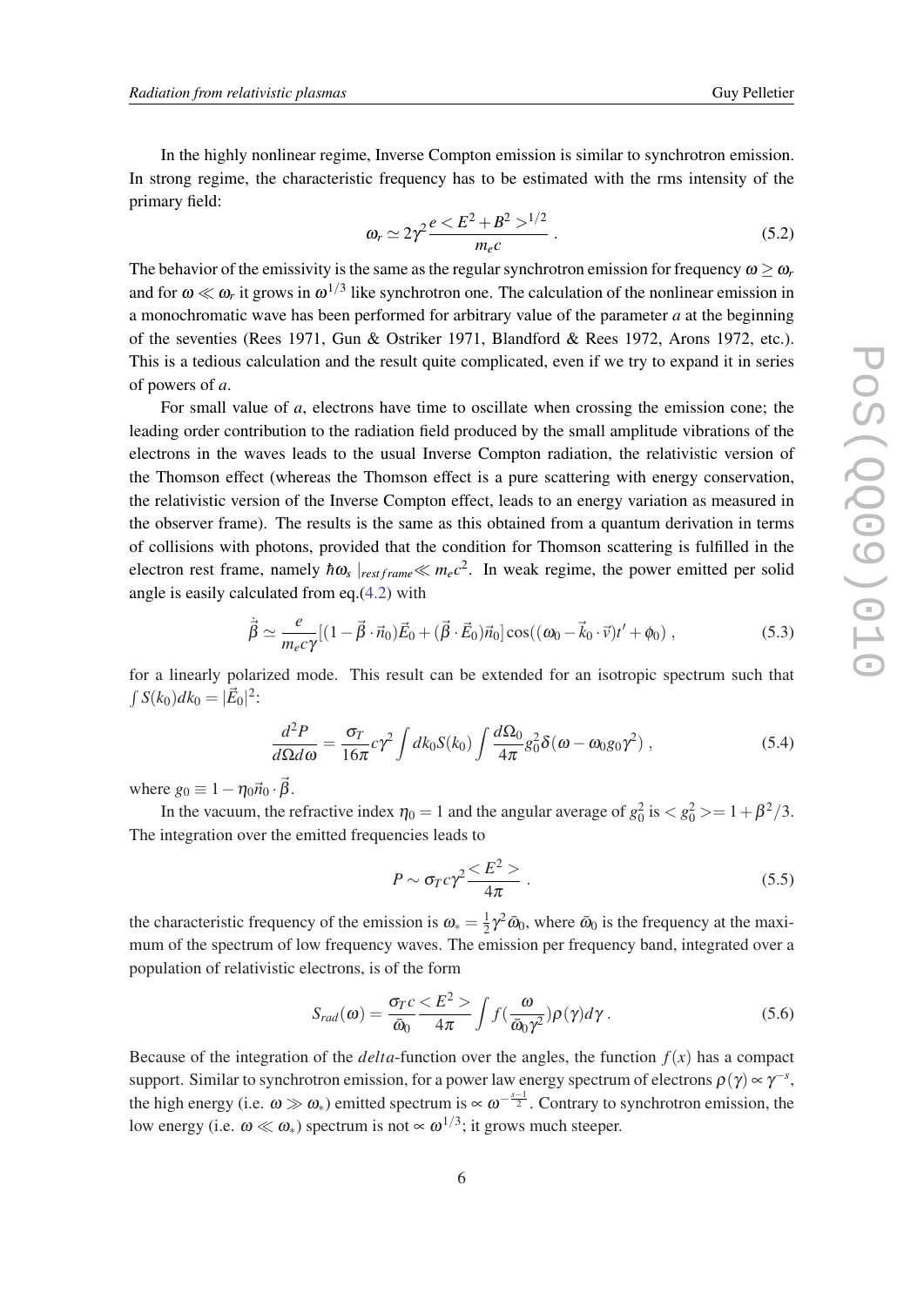In the highly nonlinear regime, Inverse Compton emission is similar to synchrotron emission. In strong regime, the characteristic frequency has to be estimated with the rms intensity of the primary field:

$$\omega_r \simeq 2\gamma^2 \frac{e < E^2 + B^2 >^{1/2}}{m_e c} \, . \tag{5.2}$$

The behavior of the emissivity is the same as the regular synchrotron emission for frequency $\omega \geq \omega_r$ and for $\omega \ll \omega_r$ it grows in $\omega^{1/3}$ like synchrotron one. The calculation of the nonlinear emission in a monochromatic wave has been performed for arbitrary value of the parameter $a$ at the beginning of the seventies (Rees 1971, Gun & Ostriker 1971, Blandford & Rees 1972, Arons 1972, etc.). This is a tedious calculation and the result quite complicated, even if we try to expand it in series of powers of $a$.

For small value of $a$, electrons have time to oscillate when crossing the emission cone; the leading order contribution to the radiation field produced by the small amplitude vibrations of the electrons in the waves leads to the usual Inverse Compton radiation, the relativistic version of the Thomson effect (whereas the Thomson effect is a pure scattering with energy conservation, the relativistic version of the Inverse Compton effect, leads to an energy variation as measured in the observer frame). The results is the same as this obtained from a quantum derivation in terms of collisions with photons, provided that the condition for Thomson scattering is fulfilled in the electron rest frame, namely $\hbar\omega_s \mid_{restframe} \ll m_e c^2$. In weak regime, the power emitted per solid angle is easily calculated from eq.(4.2) with

$$\dot{\vec{\beta}} \simeq \frac{e}{m_e c \gamma}[(1 - \vec{\beta} \cdot \vec{n}_0)\vec{E}_0 + (\vec{\beta} \cdot \vec{E}_0)\vec{n}_0] \cos((\omega_0 - \vec{k}_0 \cdot \vec{v})t' + \phi_0) \, , \tag{5.3}$$

for a linearly polarized mode. This result can be extended for an isotropic spectrum such that $\int S(k_0) dk_0 = |\vec{E}_0|^2$:

$$\frac{d^2 P}{d\Omega d\omega} = \frac{\sigma_T}{16\pi} c\gamma^2 \int dk_0 S(k_0) \int \frac{d\Omega_0}{4\pi} g_0^2 \delta(\omega - \omega_0 g_0 \gamma^2) \, , \tag{5.4}$$

where $g_0 \equiv 1 - \eta_0 \vec{n}_0 \cdot \vec{\beta}$.

In the vacuum, the refractive index $\eta_0 = 1$ and the angular average of $g_0^2$ is $< g_0^2 >= 1 + \beta^2/3$. The integration over the emitted frequencies leads to

$$P \sim \sigma_T c \gamma^2 \frac{< E^2 >}{4\pi} \, . \tag{5.5}$$

the characteristic frequency of the emission is $\omega_* = \frac{1}{2}\gamma^2 \bar{\omega}_0$, where $\bar{\omega}_0$ is the frequency at the maximum of the spectrum of low frequency waves. The emission per frequency band, integrated over a population of relativistic electrons, is of the form

$$S_{rad}(\omega) = \frac{\sigma_T c}{\bar{\omega}_0} \frac{< E^2 >}{4\pi} \int f(\frac{\omega}{\bar{\omega}_0 \gamma^2}) \rho(\gamma) d\gamma \, . \tag{5.6}$$

Because of the integration of the *delta*-function over the angles, the function $f(x)$ has a compact support. Similar to synchrotron emission, for a power law energy spectrum of electrons $\rho(\gamma) \propto \gamma^{-s}$, the high energy (i.e. $\omega \gg \omega_*$) emitted spectrum is $\propto \omega^{-\frac{s-1}{2}}$. Contrary to synchrotron emission, the low energy (i.e. $\omega \ll \omega_*$) spectrum is not $\propto \omega^{1/3}$; it grows much steeper.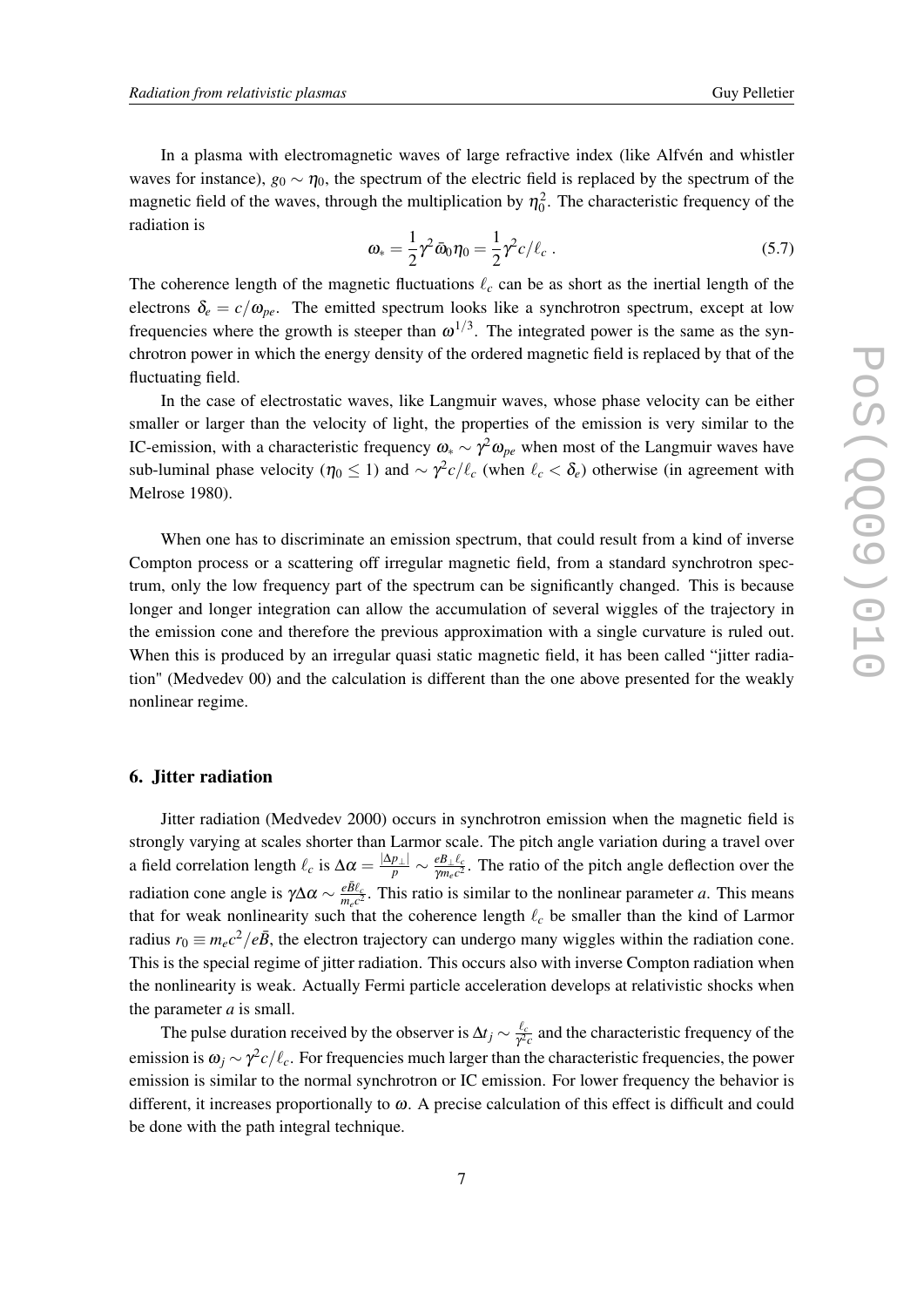In a plasma with electromagnetic waves of large refractive index (like Alfvén and whistler waves for instance), $g_0 \sim \eta_0$, the spectrum of the electric field is replaced by the spectrum of the magnetic field of the waves, through the multiplication by $\eta_0^2$. The characteristic frequency of the radiation is

$$\omega_* = \frac{1}{2}\gamma^2 \bar{\omega}_0 \eta_0 = \frac{1}{2}\gamma^2 c/\ell_c \, . \tag{5.7}$$

The coherence length of the magnetic fluctuations $\ell_c$ can be as short as the inertial length of the electrons $\delta_e = c/\omega_{pe}$. The emitted spectrum looks like a synchrotron spectrum, except at low frequencies where the growth is steeper than $\omega^{1/3}$. The integrated power is the same as the synchrotron power in which the energy density of the ordered magnetic field is replaced by that of the fluctuating field.

In the case of electrostatic waves, like Langmuir waves, whose phase velocity can be either smaller or larger than the velocity of light, the properties of the emission is very similar to the IC-emission, with a characteristic frequency $\omega_* \sim \gamma^2 \omega_{pe}$ when most of the Langmuir waves have sub-luminal phase velocity ($\eta_0 \leq 1$) and $\sim \gamma^2 c/\ell_c$ (when $\ell_c < \delta_e$) otherwise (in agreement with Melrose 1980).

When one has to discriminate an emission spectrum, that could result from a kind of inverse Compton process or a scattering off irregular magnetic field, from a standard synchrotron spectrum, only the low frequency part of the spectrum can be significantly changed. This is because longer and longer integration can allow the accumulation of several wiggles of the trajectory in the emission cone and therefore the previous approximation with a single curvature is ruled out. When this is produced by an irregular quasi static magnetic field, it has been called "jitter radiation" (Medvedev 00) and the calculation is different than the one above presented for the weakly nonlinear regime.

## 6. Jitter radiation

Jitter radiation (Medvedev 2000) occurs in synchrotron emission when the magnetic field is strongly varying at scales shorter than Larmor scale. The pitch angle variation during a travel over a field correlation length $\ell_c$ is $\Delta\alpha = \frac{|\Delta p_\perp|}{p} \sim \frac{eB_\perp \ell_c}{\gamma m_e c^2}$. The ratio of the pitch angle deflection over the radiation cone angle is $\gamma\Delta\alpha \sim \frac{e\bar{B}\ell_c}{m_e c^2}$. This ratio is similar to the nonlinear parameter $a$. This means that for weak nonlinearity such that the coherence length $\ell_c$ be smaller than the kind of Larmor radius $r_0 \equiv m_e c^2/e\bar{B}$, the electron trajectory can undergo many wiggles within the radiation cone. This is the special regime of jitter radiation. This occurs also with inverse Compton radiation when the nonlinearity is weak. Actually Fermi particle acceleration develops at relativistic shocks when the parameter $a$ is small.

The pulse duration received by the observer is $\Delta t_j \sim \frac{\ell_c}{\gamma^2 c}$ and the characteristic frequency of the emission is $\omega_j \sim \gamma^2 c/\ell_c$. For frequencies much larger than the characteristic frequencies, the power emission is similar to the normal synchrotron or IC emission. For lower frequency the behavior is different, it increases proportionally to $\omega$. A precise calculation of this effect is difficult and could be done with the path integral technique.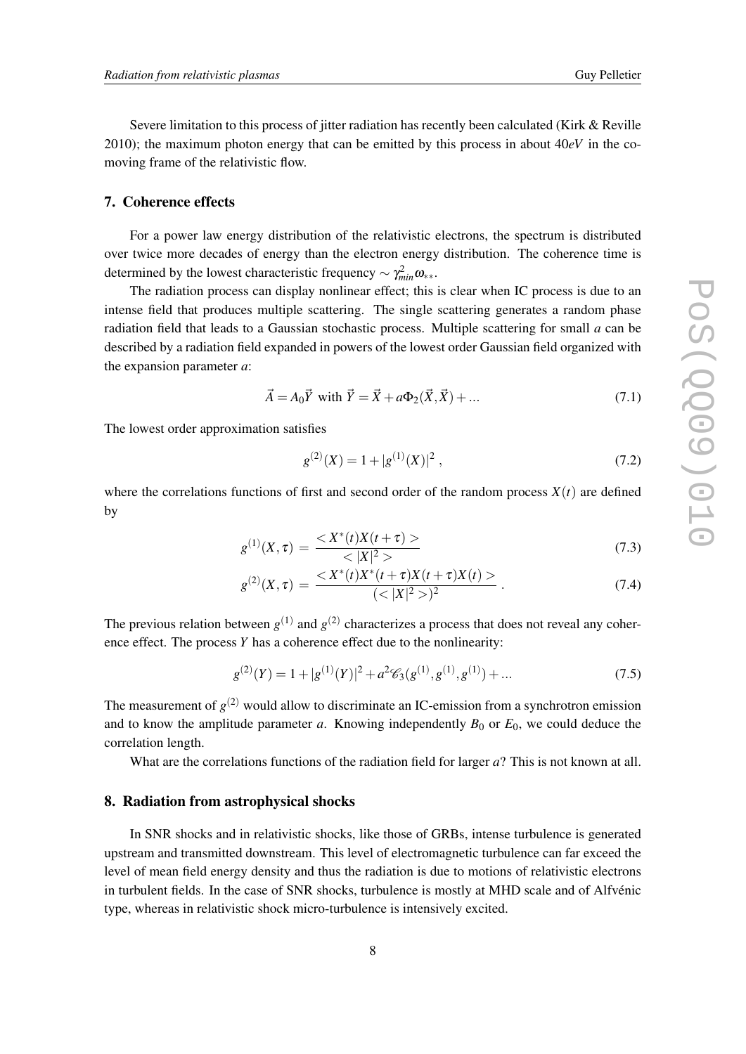Severe limitation to this process of jitter radiation has recently been calculated (Kirk & Reville 2010); the maximum photon energy that can be emitted by this process in about $40eV$ in the comoving frame of the relativistic flow.

## 7. Coherence effects

For a power law energy distribution of the relativistic electrons, the spectrum is distributed over twice more decades of energy than the electron energy distribution. The coherence time is determined by the lowest characteristic frequency $\sim \gamma_{min}^2 \omega_{**}$.

The radiation process can display nonlinear effect; this is clear when IC process is due to an intense field that produces multiple scattering. The single scattering generates a random phase radiation field that leads to a Gaussian stochastic process. Multiple scattering for small $a$ can be described by a radiation field expanded in powers of the lowest order Gaussian field organized with the expansion parameter $a$:

$$\vec{A} = A_0 \vec{Y} \text{ with } \vec{Y} = \vec{X} + a\Phi_2(\vec{X}, \vec{X}) + ... \tag{7.1}$$

The lowest order approximation satisfies

$$g^{(2)}(X) = 1 + |g^{(1)}(X)|^2 \,, \tag{7.2}$$

where the correlations functions of first and second order of the random process $X(t)$ are defined by

$$g^{(1)}(X, \tau) = \frac{< X^*(t) X(t+\tau) >}{< |X|^2 >} \tag{7.3}$$

$$g^{(2)}(X, \tau) = \frac{< X^*(t) X^*(t+\tau) X(t+\tau) X(t) >}{(< |X|^2 >)^2} \,. \tag{7.4}$$

The previous relation between $g^{(1)}$ and $g^{(2)}$ characterizes a process that does not reveal any coherence effect. The process $Y$ has a coherence effect due to the nonlinearity:

$$g^{(2)}(Y) = 1 + |g^{(1)}(Y)|^2 + a^2 \mathscr{C}_3(g^{(1)}, g^{(1)}, g^{(1)}) + ... \tag{7.5}$$

The measurement of $g^{(2)}$ would allow to discriminate an IC-emission from a synchrotron emission and to know the amplitude parameter $a$. Knowing independently $B_0$ or $E_0$, we could deduce the correlation length.

What are the correlations functions of the radiation field for larger $a$? This is not known at all.

## 8. Radiation from astrophysical shocks

In SNR shocks and in relativistic shocks, like those of GRBs, intense turbulence is generated upstream and transmitted downstream. This level of electromagnetic turbulence can far exceed the level of mean field energy density and thus the radiation is due to motions of relativistic electrons in turbulent fields. In the case of SNR shocks, turbulence is mostly at MHD scale and of Alfvénic type, whereas in relativistic shock micro-turbulence is intensively excited.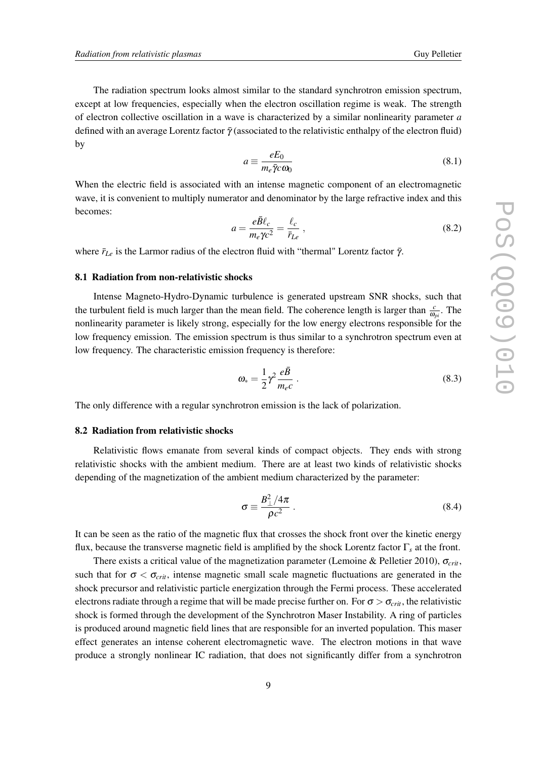The radiation spectrum looks almost similar to the standard synchrotron emission spectrum, except at low frequencies, especially when the electron oscillation regime is weak. The strength of electron collective oscillation in a wave is characterized by a similar nonlinearity parameter $a$ defined with an average Lorentz factor $\bar{\gamma}$ (associated to the relativistic enthalpy of the electron fluid) by

$$a \equiv \frac{eE_0}{m_e \bar{\gamma} c \omega_0} \tag{8.1}$$

When the electric field is associated with an intense magnetic component of an electromagnetic wave, it is convenient to multiply numerator and denominator by the large refractive index and this becomes:

$$a = \frac{e\bar{B}\ell_c}{m_e \gamma c^2} = \frac{\ell_c}{\bar{r}_{Le}} \,, \tag{8.2}$$

where $\bar{r}_{Le}$ is the Larmor radius of the electron fluid with "thermal" Lorentz factor $\bar{\gamma}$.

### 8.1 Radiation from non-relativistic shocks

Intense Magneto-Hydro-Dynamic turbulence is generated upstream SNR shocks, such that the turbulent field is much larger than the mean field. The coherence length is larger than $\frac{c}{\omega_{pi}}$. The nonlinearity parameter is likely strong, especially for the low energy electrons responsible for the low frequency emission. The emission spectrum is thus similar to a synchrotron spectrum even at low frequency. The characteristic emission frequency is therefore:

$$\omega_* = \frac{1}{2}\gamma^2 \frac{e\bar{B}}{m_e c} \,. \tag{8.3}$$

The only difference with a regular synchrotron emission is the lack of polarization.

### 8.2 Radiation from relativistic shocks

Relativistic flows emanate from several kinds of compact objects. They ends with strong relativistic shocks with the ambient medium. There are at least two kinds of relativistic shocks depending of the magnetization of the ambient medium characterized by the parameter:

$$\sigma \equiv \frac{B_{\perp}^2/4\pi}{\rho c^2} \,. \tag{8.4}$$

It can be seen as the ratio of the magnetic flux that crosses the shock front over the kinetic energy flux, because the transverse magnetic field is amplified by the shock Lorentz factor $\Gamma_s$ at the front.

There exists a critical value of the magnetization parameter (Lemoine & Pelletier 2010), $\sigma_{crit}$, such that for $\sigma < \sigma_{crit}$, intense magnetic small scale magnetic fluctuations are generated in the shock precursor and relativistic particle energization through the Fermi process. These accelerated electrons radiate through a regime that will be made precise further on. For $\sigma > \sigma_{crit}$, the relativistic shock is formed through the development of the Synchrotron Maser Instability. A ring of particles is produced around magnetic field lines that are responsible for an inverted population. This maser effect generates an intense coherent electromagnetic wave. The electron motions in that wave produce a strongly nonlinear IC radiation, that does not significantly differ from a synchrotron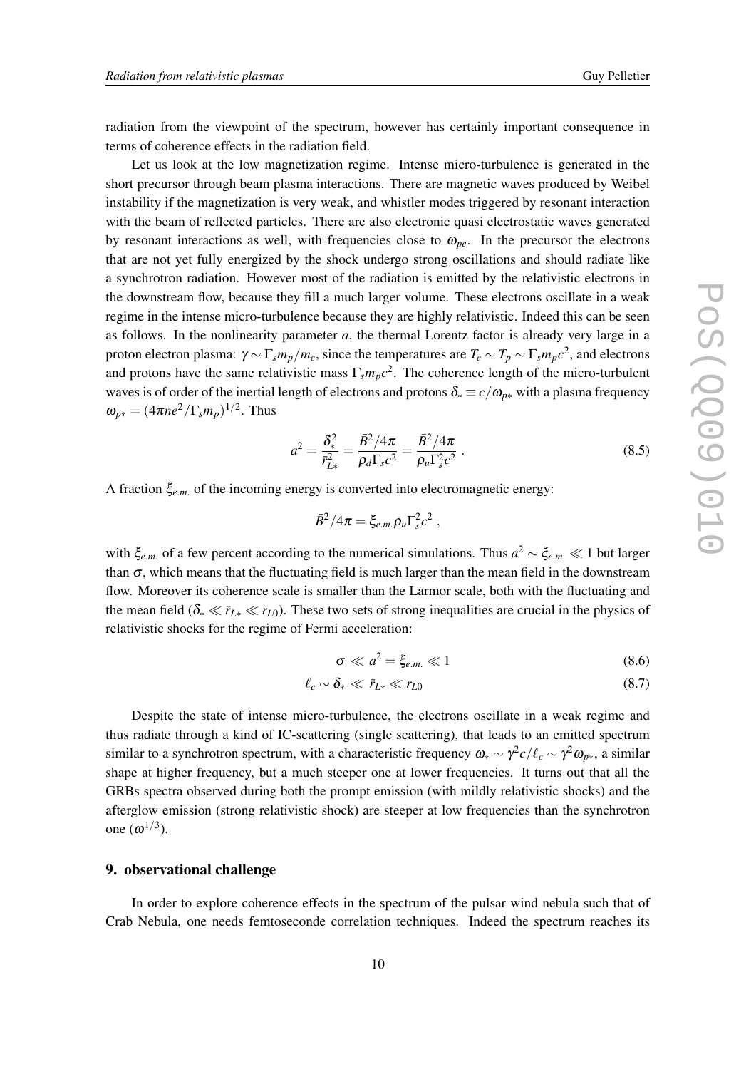radiation from the viewpoint of the spectrum, however has certainly important consequence in terms of coherence effects in the radiation field.

Let us look at the low magnetization regime. Intense micro-turbulence is generated in the short precursor through beam plasma interactions. There are magnetic waves produced by Weibel instability if the magnetization is very weak, and whistler modes triggered by resonant interaction with the beam of reflected particles. There are also electronic quasi electrostatic waves generated by resonant interactions as well, with frequencies close to $\omega_{pe}$. In the precursor the electrons that are not yet fully energized by the shock undergo strong oscillations and should radiate like a synchrotron radiation. However most of the radiation is emitted by the relativistic electrons in the downstream flow, because they fill a much larger volume. These electrons oscillate in a weak regime in the intense micro-turbulence because they are highly relativistic. Indeed this can be seen as follows. In the nonlinearity parameter $a$, the thermal Lorentz factor is already very large in a proton electron plasma: $\gamma \sim \Gamma_s m_p/m_e$, since the temperatures are $T_e \sim T_p \sim \Gamma_s m_p c^2$, and electrons and protons have the same relativistic mass $\Gamma_s m_p c^2$. The coherence length of the micro-turbulent waves is of order of the inertial length of electrons and protons $\delta_* \equiv c/\omega_{p*}$ with a plasma frequency $\omega_{p*} = (4\pi n e^2/\Gamma_s m_p)^{1/2}$. Thus

$$a^2 = \frac{\delta_*^2}{\bar{r}_{L*}^2} = \frac{\bar{B}^2/4\pi}{\rho_d \Gamma_s c^2} = \frac{\bar{B}^2/4\pi}{\rho_u \Gamma_s^2 c^2} \ . \tag{8.5}$$

A fraction $\xi_{e.m.}$ of the incoming energy is converted into electromagnetic energy:

$$\bar{B}^2/4\pi = \xi_{e.m.}\rho_u \Gamma_s^2 c^2 \ ,$$

with $\xi_{e.m.}$ of a few percent according to the numerical simulations. Thus $a^2 \sim \xi_{e.m.} \ll 1$ but larger than $\sigma$, which means that the fluctuating field is much larger than the mean field in the downstream flow. Moreover its coherence scale is smaller than the Larmor scale, both with the fluctuating and the mean field ($\delta_* \ll \bar{r}_{L*} \ll r_{L0}$). These two sets of strong inequalities are crucial in the physics of relativistic shocks for the regime of Fermi acceleration:

$$\sigma \ll a^2 = \xi_{e.m.} \ll 1 \tag{8.6}$$

$$\ell_c \sim \delta_* \ll \bar{r}_{L*} \ll r_{L0} \tag{8.7}$$

Despite the state of intense micro-turbulence, the electrons oscillate in a weak regime and thus radiate through a kind of IC-scattering (single scattering), that leads to an emitted spectrum similar to a synchrotron spectrum, with a characteristic frequency $\omega_* \sim \gamma^2 c/\ell_c \sim \gamma^2 \omega_{p*}$, a similar shape at higher frequency, but a much steeper one at lower frequencies. It turns out that all the GRBs spectra observed during both the prompt emission (with mildly relativistic shocks) and the afterglow emission (strong relativistic shock) are steeper at low frequencies than the synchrotron one ($\omega^{1/3}$).

## 9. observational challenge

In order to explore coherence effects in the spectrum of the pulsar wind nebula such that of Crab Nebula, one needs femtoseconde correlation techniques. Indeed the spectrum reaches its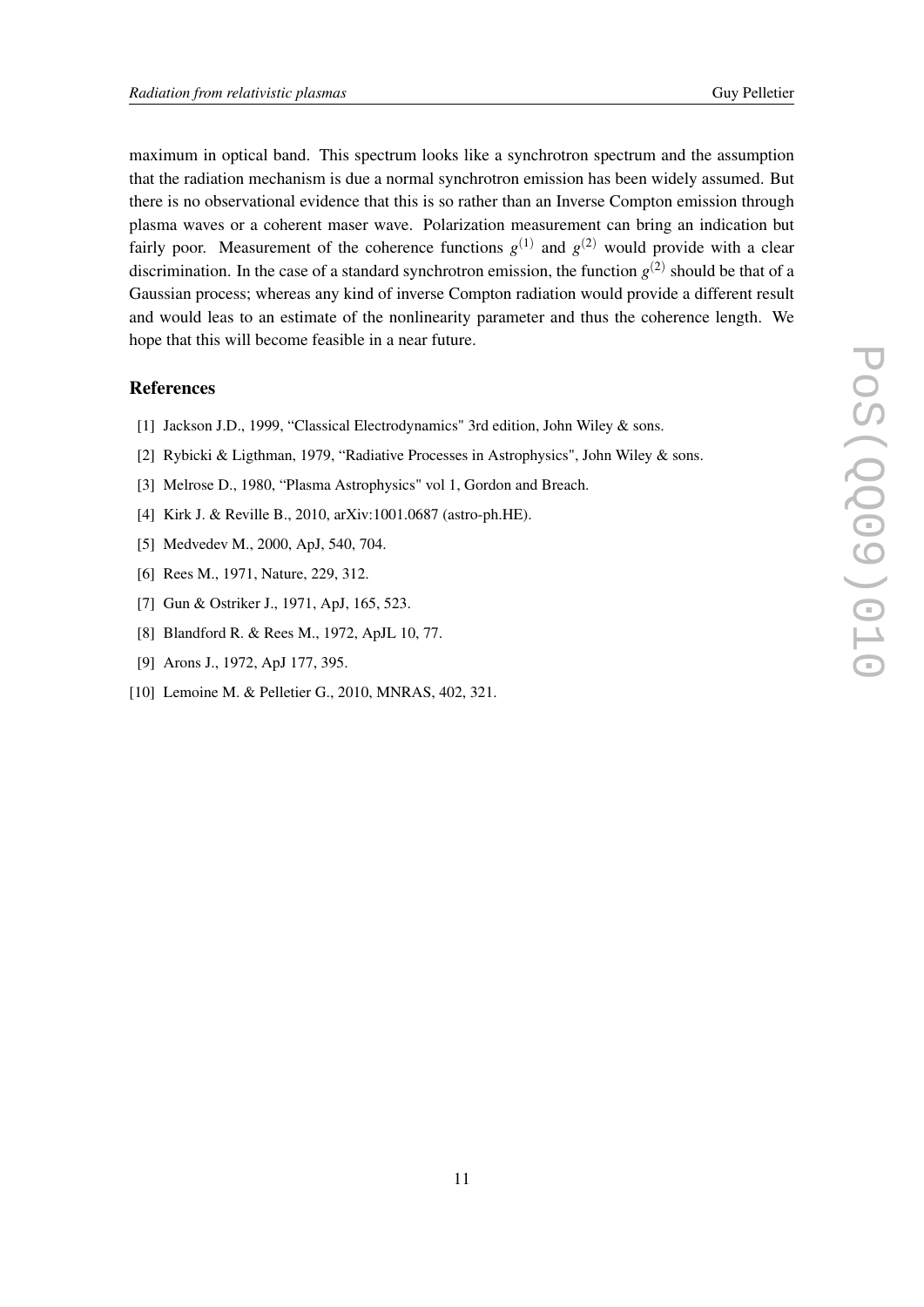maximum in optical band. This spectrum looks like a synchrotron spectrum and the assumption that the radiation mechanism is due a normal synchrotron emission has been widely assumed. But there is no observational evidence that this is so rather than an Inverse Compton emission through plasma waves or a coherent maser wave. Polarization measurement can bring an indication but fairly poor. Measurement of the coherence functions $g^{(1)}$ and $g^{(2)}$ would provide with a clear discrimination. In the case of a standard synchrotron emission, the function $g^{(2)}$ should be that of a Gaussian process; whereas any kind of inverse Compton radiation would provide a different result and would leas to an estimate of the nonlinearity parameter and thus the coherence length. We hope that this will become feasible in a near future.

## References

[1] Jackson J.D., 1999, "Classical Electrodynamics" 3rd edition, John Wiley & sons.

[2] Rybicki & Ligthman, 1979, "Radiative Processes in Astrophysics", John Wiley & sons.

[3] Melrose D., 1980, "Plasma Astrophysics" vol 1, Gordon and Breach.

[4] Kirk J. & Reville B., 2010, arXiv:1001.0687 (astro-ph.HE).

[5] Medvedev M., 2000, ApJ, 540, 704.

[6] Rees M., 1971, Nature, 229, 312.

[7] Gun & Ostriker J., 1971, ApJ, 165, 523.

[8] Blandford R. & Rees M., 1972, ApJL 10, 77.

[9] Arons J., 1972, ApJ 177, 395.

[10] Lemoine M. & Pelletier G., 2010, MNRAS, 402, 321.